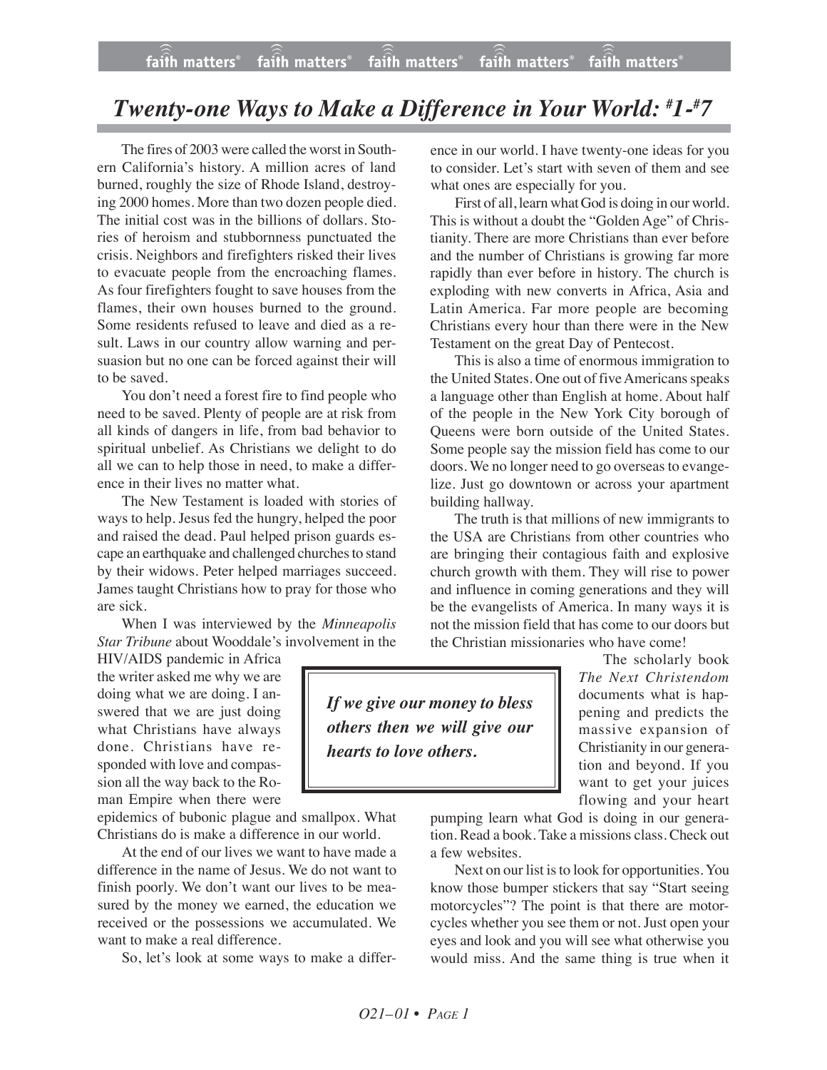# Twenty-one Ways to Make a Difference in Your World: #1-#7

The fires of 2003 were called the worst in Southern California's history. A million acres of land burned, roughly the size of Rhode Island, destroying 2000 homes. More than two dozen people died. The initial cost was in the billions of dollars. Stories of heroism and stubbornness punctuated the crisis. Neighbors and firefighters risked their lives to evacuate people from the encroaching flames. As four firefighters fought to save houses from the flames, their own houses burned to the ground. Some residents refused to leave and died as a result. Laws in our country allow warning and persuasion but no one can be forced against their will to be saved.

You don't need a forest fire to find people who need to be saved. Plenty of people are at risk from all kinds of dangers in life, from bad behavior to spiritual unbelief. As Christians we delight to do all we can to help those in need, to make a difference in their lives no matter what.

The New Testament is loaded with stories of ways to help. Jesus fed the hungry, helped the poor and raised the dead. Paul helped prison guards escape an earthquake and challenged churches to stand by their widows. Peter helped marriages succeed. James taught Christians how to pray for those who are sick.

When I was interviewed by the *Minneapolis Star Tribune* about Wooddale's involvement in the HIV/AIDS pandemic in Africa the writer asked me why we are doing what we are doing. I answered that we are just doing what Christians have always done. Christians have responded with love and compassion all the way back to the Roman Empire when there were epidemics of bubonic plague and smallpox. What Christians do is make a difference in our world.

At the end of our lives we want to have made a difference in the name of Jesus. We do not want to finish poorly. We don't want our lives to be measured by the money we earned, the education we received or the possessions we accumulated. We want to make a real difference.

So, let's look at some ways to make a difference in our world. I have twenty-one ideas for you to consider. Let's start with seven of them and see what ones are especially for you.

First of all, learn what God is doing in our world. This is without a doubt the "Golden Age" of Christianity. There are more Christians than ever before and the number of Christians is growing far more rapidly than ever before in history. The church is exploding with new converts in Africa, Asia and Latin America. Far more people are becoming Christians every hour than there were in the New Testament on the great Day of Pentecost.

This is also a time of enormous immigration to the United States. One out of five Americans speaks a language other than English at home. About half of the people in the New York City borough of Queens were born outside of the United States. Some people say the mission field has come to our doors. We no longer need to go overseas to evangelize. Just go downtown or across your apartment building hallway.

The truth is that millions of new immigrants to the USA are Christians from other countries who are bringing their contagious faith and explosive church growth with them. They will rise to power and influence in coming generations and they will be the evangelists of America. In many ways it is not the mission field that has come to our doors but the Christian missionaries who have come!

> ***If we give our money to bless others then we will give our hearts to love others.***

The scholarly book *The Next Christendom* documents what is happening and predicts the massive expansion of Christianity in our generation and beyond. If you want to get your juices flowing and your heart pumping learn what God is doing in our generation. Read a book. Take a missions class. Check out a few websites.

Next on our list is to look for opportunities. You know those bumper stickers that say "Start seeing motorcycles"? The point is that there are motorcycles whether you see them or not. Just open your eyes and look and you will see what otherwise you would miss. And the same thing is true when it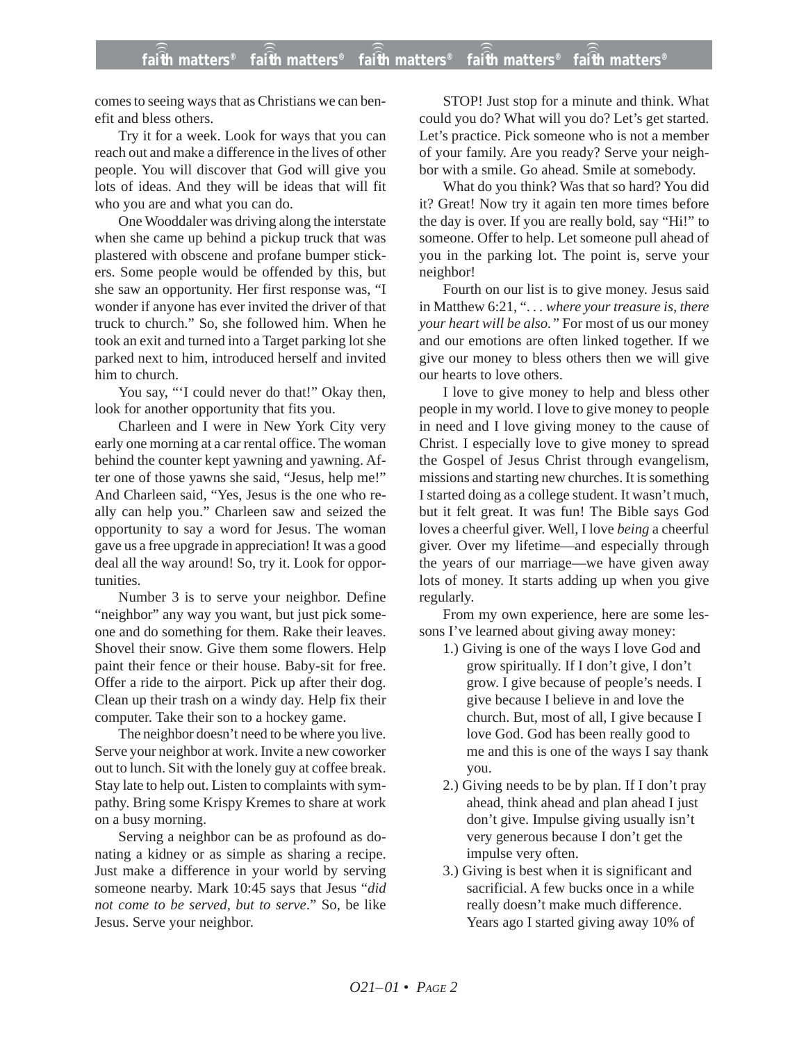comes to seeing ways that as Christians we can benefit and bless others.

Try it for a week. Look for ways that you can reach out and make a difference in the lives of other people. You will discover that God will give you lots of ideas. And they will be ideas that will fit who you are and what you can do.

One Wooddaler was driving along the interstate when she came up behind a pickup truck that was plastered with obscene and profane bumper stickers. Some people would be offended by this, but she saw an opportunity. Her first response was, "I wonder if anyone has ever invited the driver of that truck to church." So, she followed him. When he took an exit and turned into a Target parking lot she parked next to him, introduced herself and invited him to church.

You say, "'I could never do that!" Okay then, look for another opportunity that fits you.

Charleen and I were in New York City very early one morning at a car rental office. The woman behind the counter kept yawning and yawning. After one of those yawns she said, "Jesus, help me!" And Charleen said, "Yes, Jesus is the one who really can help you." Charleen saw and seized the opportunity to say a word for Jesus. The woman gave us a free upgrade in appreciation! It was a good deal all the way around! So, try it. Look for opportunities.

Number 3 is to serve your neighbor. Define "neighbor" any way you want, but just pick someone and do something for them. Rake their leaves. Shovel their snow. Give them some flowers. Help paint their fence or their house. Baby-sit for free. Offer a ride to the airport. Pick up after their dog. Clean up their trash on a windy day. Help fix their computer. Take their son to a hockey game.

The neighbor doesn't need to be where you live. Serve your neighbor at work. Invite a new coworker out to lunch. Sit with the lonely guy at coffee break. Stay late to help out. Listen to complaints with sympathy. Bring some Krispy Kremes to share at work on a busy morning.

Serving a neighbor can be as profound as donating a kidney or as simple as sharing a recipe. Just make a difference in your world by serving someone nearby. Mark 10:45 says that Jesus "*did not come to be served, but to serve*." So, be like Jesus. Serve your neighbor.

STOP! Just stop for a minute and think. What could you do? What will you do? Let's get started. Let's practice. Pick someone who is not a member of your family. Are you ready? Serve your neighbor with a smile. Go ahead. Smile at somebody.

What do you think? Was that so hard? You did it? Great! Now try it again ten more times before the day is over. If you are really bold, say "Hi!" to someone. Offer to help. Let someone pull ahead of you in the parking lot. The point is, serve your neighbor!

Fourth on our list is to give money. Jesus said in Matthew 6:21, "*. . . where your treasure is, there your heart will be also.*" For most of us our money and our emotions are often linked together. If we give our money to bless others then we will give our hearts to love others.

I love to give money to help and bless other people in my world. I love to give money to people in need and I love giving money to the cause of Christ. I especially love to give money to spread the Gospel of Jesus Christ through evangelism, missions and starting new churches. It is something I started doing as a college student. It wasn't much, but it felt great. It was fun! The Bible says God loves a cheerful giver. Well, I love *being* a cheerful giver. Over my lifetime—and especially through the years of our marriage—we have given away lots of money. It starts adding up when you give regularly.

From my own experience, here are some lessons I've learned about giving away money:

1.) Giving is one of the ways I love God and grow spiritually. If I don't give, I don't grow. I give because of people's needs. I give because I believe in and love the church. But, most of all, I give because I love God. God has been really good to me and this is one of the ways I say thank you.
2.) Giving needs to be by plan. If I don't pray ahead, think ahead and plan ahead I just don't give. Impulse giving usually isn't very generous because I don't get the impulse very often.
3.) Giving is best when it is significant and sacrificial. A few bucks once in a while really doesn't make much difference. Years ago I started giving away 10% of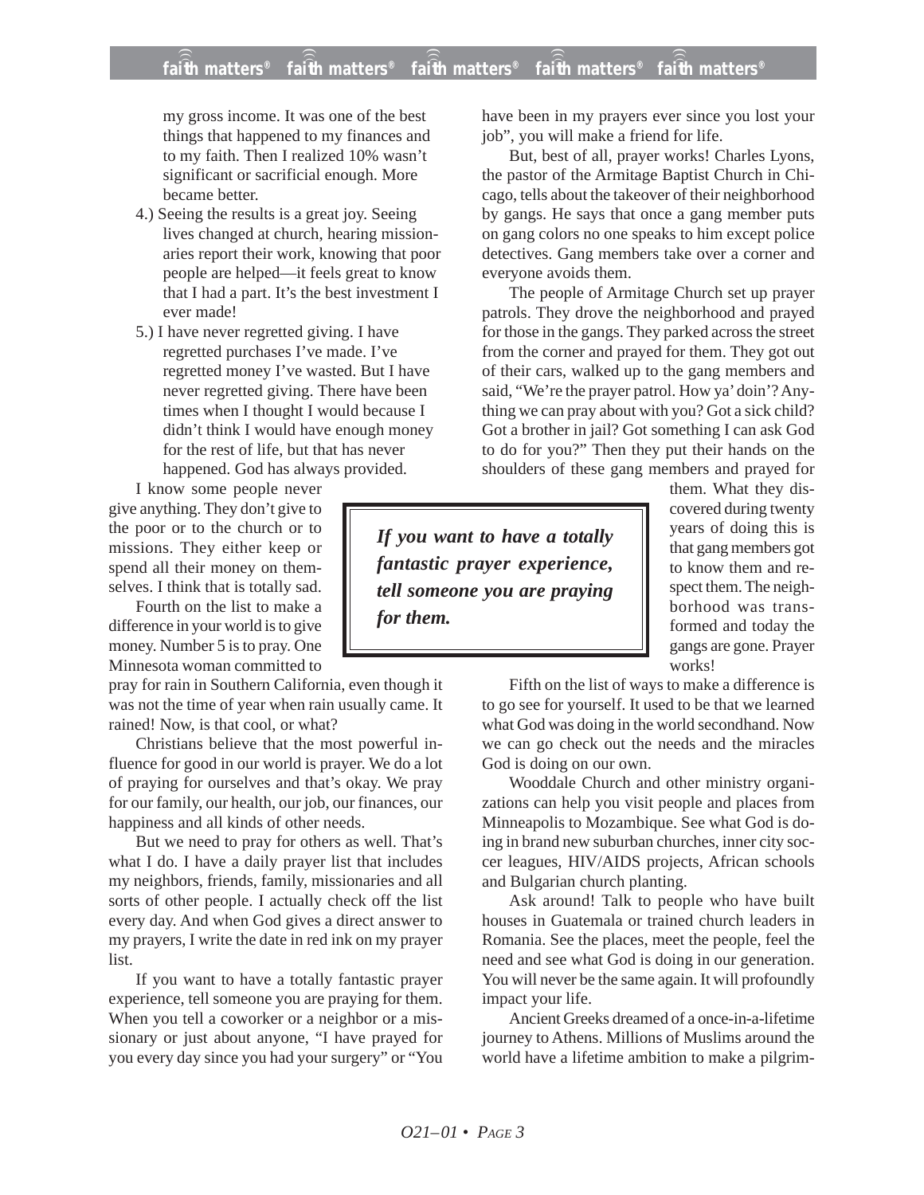my gross income. It was one of the best things that happened to my finances and to my faith. Then I realized 10% wasn't significant or sacrificial enough. More became better.

4.) Seeing the results is a great joy. Seeing lives changed at church, hearing missionaries report their work, knowing that poor people are helped—it feels great to know that I had a part. It's the best investment I ever made!

5.) I have never regretted giving. I have regretted purchases I've made. I've regretted money I've wasted. But I have never regretted giving. There have been times when I thought I would because I didn't think I would have enough money for the rest of life, but that has never happened. God has always provided.

I know some people never give anything. They don't give to the poor or to the church or to missions. They either keep or spend all their money on themselves. I think that is totally sad.

Fourth on the list to make a difference in your world is to give money. Number 5 is to pray. One Minnesota woman committed to pray for rain in Southern California, even though it was not the time of year when rain usually came. It rained! Now, is that cool, or what?

Christians believe that the most powerful influence for good in our world is prayer. We do a lot of praying for ourselves and that's okay. We pray for our family, our health, our job, our finances, our happiness and all kinds of other needs.

But we need to pray for others as well. That's what I do. I have a daily prayer list that includes my neighbors, friends, family, missionaries and all sorts of other people. I actually check off the list every day. And when God gives a direct answer to my prayers, I write the date in red ink on my prayer list.

If you want to have a totally fantastic prayer experience, tell someone you are praying for them. When you tell a coworker or a neighbor or a missionary or just about anyone, "I have prayed for you every day since you had your surgery" or "You have been in my prayers ever since you lost your job", you will make a friend for life.

> ***If you want to have a totally fantastic prayer experience, tell someone you are praying for them.***

But, best of all, prayer works! Charles Lyons, the pastor of the Armitage Baptist Church in Chicago, tells about the takeover of their neighborhood by gangs. He says that once a gang member puts on gang colors no one speaks to him except police detectives. Gang members take over a corner and everyone avoids them.

The people of Armitage Church set up prayer patrols. They drove the neighborhood and prayed for those in the gangs. They parked across the street from the corner and prayed for them. They got out of their cars, walked up to the gang members and said, "We're the prayer patrol. How ya' doin'? Anything we can pray about with you? Got a sick child? Got a brother in jail? Got something I can ask God to do for you?" Then they put their hands on the shoulders of these gang members and prayed for them. What they discovered during twenty years of doing this is that gang members got to know them and respect them. The neighborhood was transformed and today the gangs are gone. Prayer works!

Fifth on the list of ways to make a difference is to go see for yourself. It used to be that we learned what God was doing in the world secondhand. Now we can go check out the needs and the miracles God is doing on our own.

Wooddale Church and other ministry organizations can help you visit people and places from Minneapolis to Mozambique. See what God is doing in brand new suburban churches, inner city soccer leagues, HIV/AIDS projects, African schools and Bulgarian church planting.

Ask around! Talk to people who have built houses in Guatemala or trained church leaders in Romania. See the places, meet the people, feel the need and see what God is doing in our generation. You will never be the same again. It will profoundly impact your life.

Ancient Greeks dreamed of a once-in-a-lifetime journey to Athens. Millions of Muslims around the world have a lifetime ambition to make a pilgrim-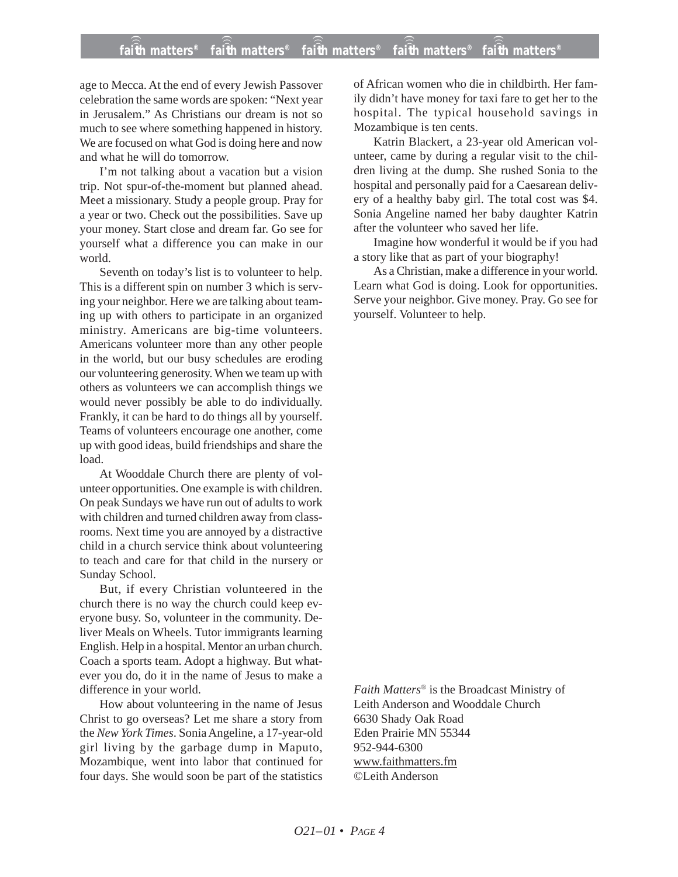age to Mecca. At the end of every Jewish Passover celebration the same words are spoken: "Next year in Jerusalem." As Christians our dream is not so much to see where something happened in history. We are focused on what God is doing here and now and what he will do tomorrow.

I'm not talking about a vacation but a vision trip. Not spur-of-the-moment but planned ahead. Meet a missionary. Study a people group. Pray for a year or two. Check out the possibilities. Save up your money. Start close and dream far. Go see for yourself what a difference you can make in our world.

Seventh on today's list is to volunteer to help. This is a different spin on number 3 which is serving your neighbor. Here we are talking about teaming up with others to participate in an organized ministry. Americans are big-time volunteers. Americans volunteer more than any other people in the world, but our busy schedules are eroding our volunteering generosity. When we team up with others as volunteers we can accomplish things we would never possibly be able to do individually. Frankly, it can be hard to do things all by yourself. Teams of volunteers encourage one another, come up with good ideas, build friendships and share the load.

At Wooddale Church there are plenty of volunteer opportunities. One example is with children. On peak Sundays we have run out of adults to work with children and turned children away from classrooms. Next time you are annoyed by a distractive child in a church service think about volunteering to teach and care for that child in the nursery or Sunday School.

But, if every Christian volunteered in the church there is no way the church could keep everyone busy. So, volunteer in the community. Deliver Meals on Wheels. Tutor immigrants learning English. Help in a hospital. Mentor an urban church. Coach a sports team. Adopt a highway. But whatever you do, do it in the name of Jesus to make a difference in your world.

How about volunteering in the name of Jesus Christ to go overseas? Let me share a story from the *New York Times*. Sonia Angeline, a 17-year-old girl living by the garbage dump in Maputo, Mozambique, went into labor that continued for four days. She would soon be part of the statistics of African women who die in childbirth. Her family didn't have money for taxi fare to get her to the hospital. The typical household savings in Mozambique is ten cents.

Katrin Blackert, a 23-year old American volunteer, came by during a regular visit to the children living at the dump. She rushed Sonia to the hospital and personally paid for a Caesarean delivery of a healthy baby girl. The total cost was $4. Sonia Angeline named her baby daughter Katrin after the volunteer who saved her life.

Imagine how wonderful it would be if you had a story like that as part of your biography!

As a Christian, make a difference in your world. Learn what God is doing. Look for opportunities. Serve your neighbor. Give money. Pray. Go see for yourself. Volunteer to help.

*Faith Matters*® is the Broadcast Ministry of
Leith Anderson and Wooddale Church
6630 Shady Oak Road
Eden Prairie MN 55344
952-944-6300
www.faithmatters.fm
©Leith Anderson